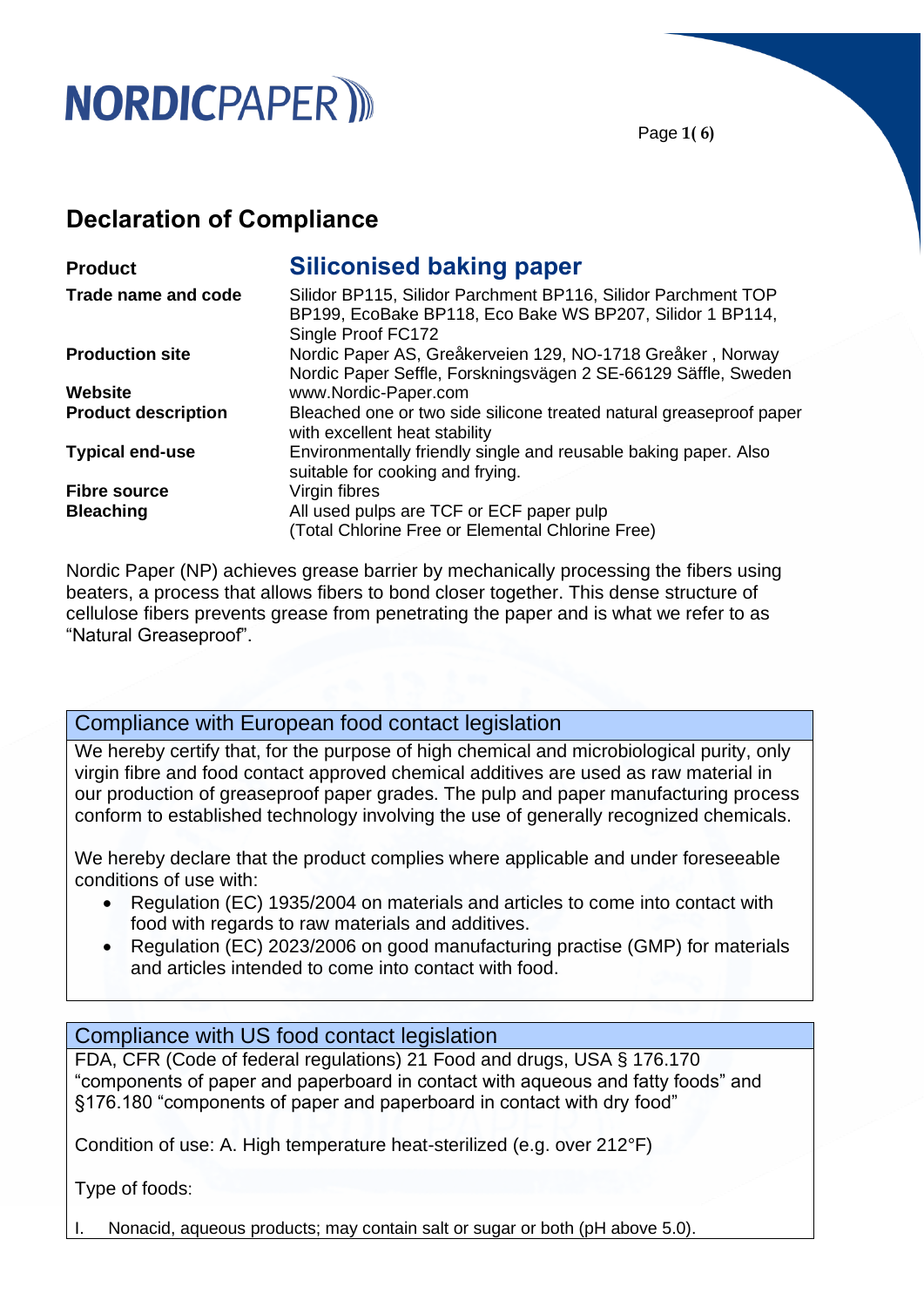NORDICPAPER

# Declaration of Compliance

| | |
|---|---|
| **Product** | **Siliconised baking paper** |
| **Trade name and code** | Silidor BP115, Silidor Parchment BP116, Silidor Parchment TOP BP199, EcoBake BP118, Eco Bake WS BP207, Silidor 1 BP114, Single Proof FC172 |
| **Production site** | Nordic Paper AS, Greåkerveien 129, NO-1718 Greåker , Norway<br>Nordic Paper Seffle, Forskningsvägen 2 SE-66129 Säffle, Sweden |
| **Website** | www.Nordic-Paper.com |
| **Product description** | Bleached one or two side silicone treated natural greaseproof paper with excellent heat stability |
| **Typical end-use** | Environmentally friendly single and reusable baking paper. Also suitable for cooking and frying. |
| **Fibre source** | Virgin fibres |
| **Bleaching** | All used pulps are TCF or ECF paper pulp<br>(Total Chlorine Free or Elemental Chlorine Free) |

Nordic Paper (NP) achieves grease barrier by mechanically processing the fibers using beaters, a process that allows fibers to bond closer together. This dense structure of cellulose fibers prevents grease from penetrating the paper and is what we refer to as "Natural Greaseproof".

## Compliance with European food contact legislation

We hereby certify that, for the purpose of high chemical and microbiological purity, only virgin fibre and food contact approved chemical additives are used as raw material in our production of greaseproof paper grades. The pulp and paper manufacturing process conform to established technology involving the use of generally recognized chemicals.

We hereby declare that the product complies where applicable and under foreseeable conditions of use with:

- Regulation (EC) 1935/2004 on materials and articles to come into contact with food with regards to raw materials and additives.
- Regulation (EC) 2023/2006 on good manufacturing practise (GMP) for materials and articles intended to come into contact with food.

## Compliance with US food contact legislation

FDA, CFR (Code of federal regulations) 21 Food and drugs, USA § 176.170 "components of paper and paperboard in contact with aqueous and fatty foods" and §176.180 "components of paper and paperboard in contact with dry food"

Condition of use: A. High temperature heat-sterilized (e.g. over 212°F)

Type of foods:

I. Nonacid, aqueous products; may contain salt or sugar or both (pH above 5.0).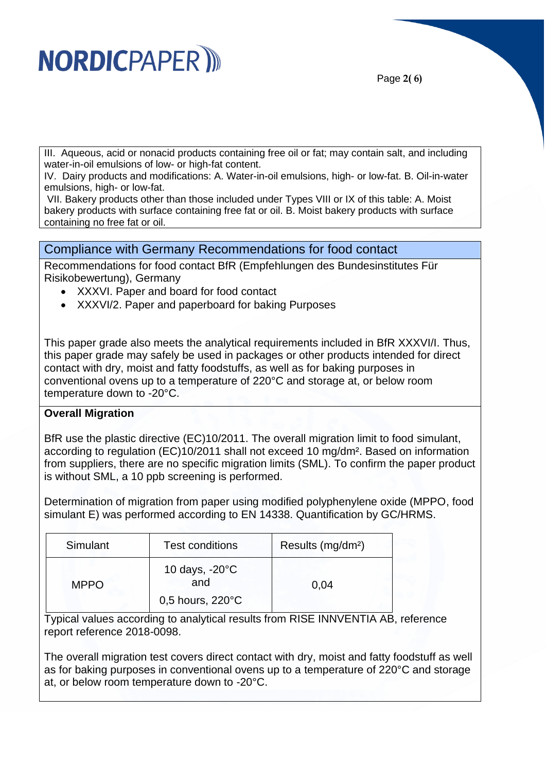III. Aqueous, acid or nonacid products containing free oil or fat; may contain salt, and including water-in-oil emulsions of low- or high-fat content.
IV. Dairy products and modifications: A. Water-in-oil emulsions, high- or low-fat. B. Oil-in-water emulsions, high- or low-fat.
VII. Bakery products other than those included under Types VIII or IX of this table: A. Moist bakery products with surface containing free fat or oil. B. Moist bakery products with surface containing no free fat or oil.

## Compliance with Germany Recommendations for food contact

Recommendations for food contact BfR (Empfehlungen des Bundesinstitutes Für Risikobewertung), Germany

- XXXVI. Paper and board for food contact
- XXXVI/2. Paper and paperboard for baking Purposes

This paper grade also meets the analytical requirements included in BfR XXXVI/I. Thus, this paper grade may safely be used in packages or other products intended for direct contact with dry, moist and fatty foodstuffs, as well as for baking purposes in conventional ovens up to a temperature of 220°C and storage at, or below room temperature down to -20°C.

**Overall Migration**

BfR use the plastic directive (EC)10/2011. The overall migration limit to food simulant, according to regulation (EC)10/2011 shall not exceed 10 mg/dm². Based on information from suppliers, there are no specific migration limits (SML). To confirm the paper product is without SML, a 10 ppb screening is performed.

Determination of migration from paper using modified polyphenylene oxide (MPPO, food simulant E) was performed according to EN 14338. Quantification by GC/HRMS.

| Simulant | Test conditions | Results (mg/dm²) |
|---|---|---|
| MPPO | 10 days, -20°C and 0,5 hours, 220°C | 0,04 |

Typical values according to analytical results from RISE INNVENTIA AB, reference report reference 2018-0098.

The overall migration test covers direct contact with dry, moist and fatty foodstuff as well as for baking purposes in conventional ovens up to a temperature of 220°C and storage at, or below room temperature down to -20°C.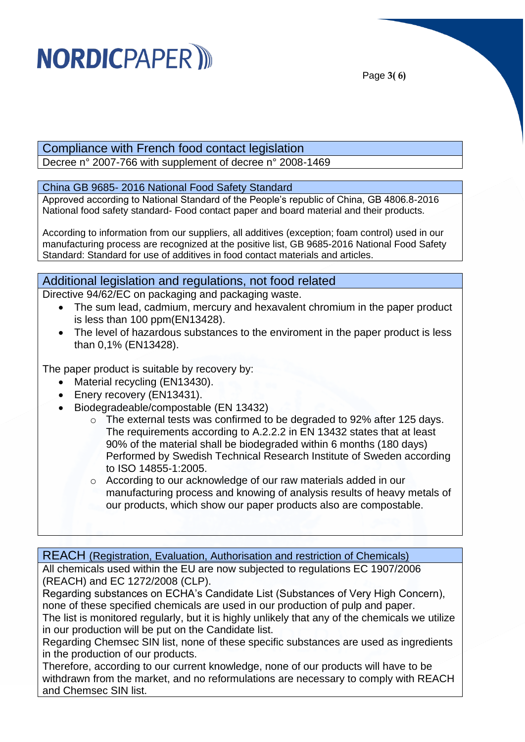## Compliance with French food contact legislation

Decree n° 2007-766 with supplement of decree n° 2008-1469

## China GB 9685- 2016 National Food Safety Standard

Approved according to National Standard of the People's republic of China, GB 4806.8-2016 National food safety standard- Food contact paper and board material and their products.

According to information from our suppliers, all additives (exception; foam control) used in our manufacturing process are recognized at the positive list, GB 9685-2016 National Food Safety Standard: Standard for use of additives in food contact materials and articles.

## Additional legislation and regulations, not food related

Directive 94/62/EC on packaging and packaging waste.

- The sum lead, cadmium, mercury and hexavalent chromium in the paper product is less than 100 ppm(EN13428).
- The level of hazardous substances to the enviroment in the paper product is less than 0,1% (EN13428).

The paper product is suitable by recovery by:

- Material recycling (EN13430).
- Enery recovery (EN13431).
- Biodegradeable/compostable (EN 13432)
  - The external tests was confirmed to be degraded to 92% after 125 days. The requirements according to A.2.2.2 in EN 13432 states that at least 90% of the material shall be biodegraded within 6 months (180 days) Performed by Swedish Technical Research Institute of Sweden according to ISO 14855-1:2005.
  - According to our acknowledge of our raw materials added in our manufacturing process and knowing of analysis results of heavy metals of our products, which show our paper products also are compostable.

## REACH (Registration, Evaluation, Authorisation and restriction of Chemicals)

All chemicals used within the EU are now subjected to regulations EC 1907/2006 (REACH) and EC 1272/2008 (CLP).
Regarding substances on ECHA's Candidate List (Substances of Very High Concern), none of these specified chemicals are used in our production of pulp and paper.
The list is monitored regularly, but it is highly unlikely that any of the chemicals we utilize in our production will be put on the Candidate list.
Regarding Chemsec SIN list, none of these specific substances are used as ingredients in the production of our products.
Therefore, according to our current knowledge, none of our products will have to be withdrawn from the market, and no reformulations are necessary to comply with REACH and Chemsec SIN list.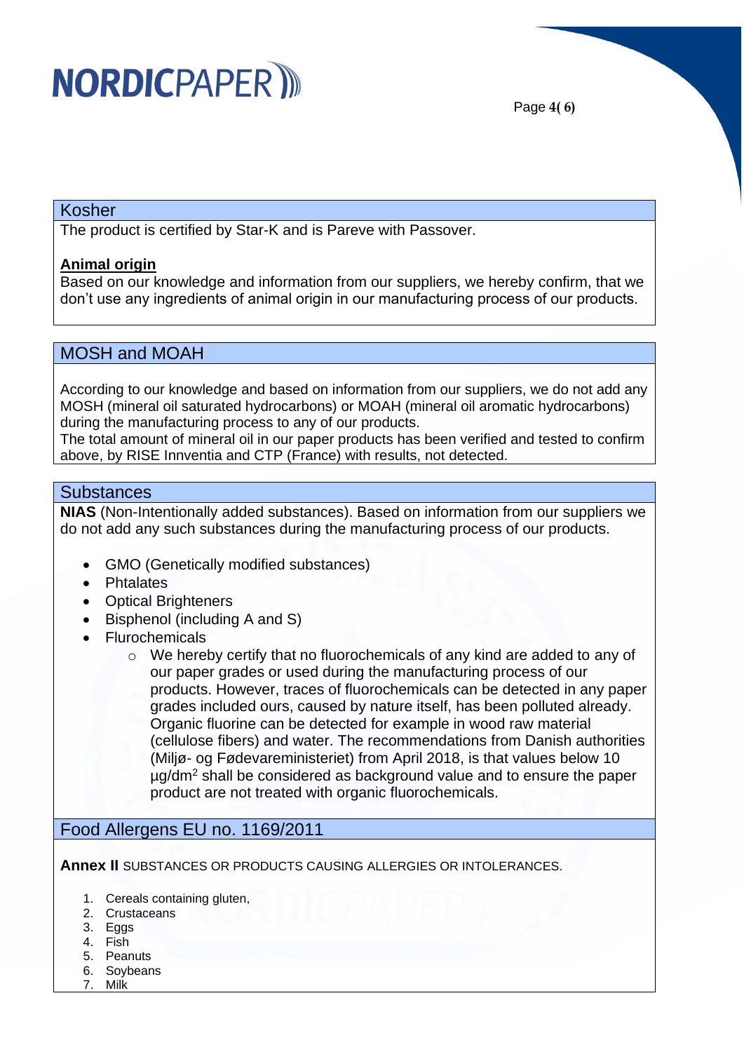## Kosher

The product is certified by Star-K and is Pareve with Passover.

**Animal origin**

Based on our knowledge and information from our suppliers, we hereby confirm, that we don't use any ingredients of animal origin in our manufacturing process of our products.

## MOSH and MOAH

According to our knowledge and based on information from our suppliers, we do not add any MOSH (mineral oil saturated hydrocarbons) or MOAH (mineral oil aromatic hydrocarbons) during the manufacturing process to any of our products.
The total amount of mineral oil in our paper products has been verified and tested to confirm above, by RISE Innventia and CTP (France) with results, not detected.

## Substances

**NIAS** (Non-Intentionally added substances). Based on information from our suppliers we do not add any such substances during the manufacturing process of our products.

- GMO (Genetically modified substances)
- Phtalates
- Optical Brighteners
- Bisphenol (including A and S)
- Flurochemicals
    - We hereby certify that no fluorochemicals of any kind are added to any of our paper grades or used during the manufacturing process of our products. However, traces of fluorochemicals can be detected in any paper grades included ours, caused by nature itself, has been polluted already. Organic fluorine can be detected for example in wood raw material (cellulose fibers) and water. The recommendations from Danish authorities (Miljø- og Fødevareministeriet) from April 2018, is that values below 10 µg/dm$^2$ shall be considered as background value and to ensure the paper product are not treated with organic fluorochemicals.

## Food Allergens EU no. 1169/2011

**Annex II** SUBSTANCES OR PRODUCTS CAUSING ALLERGIES OR INTOLERANCES.

1. Cereals containing gluten,
2. Crustaceans
3. Eggs
4. Fish
5. Peanuts
6. Soybeans
7. Milk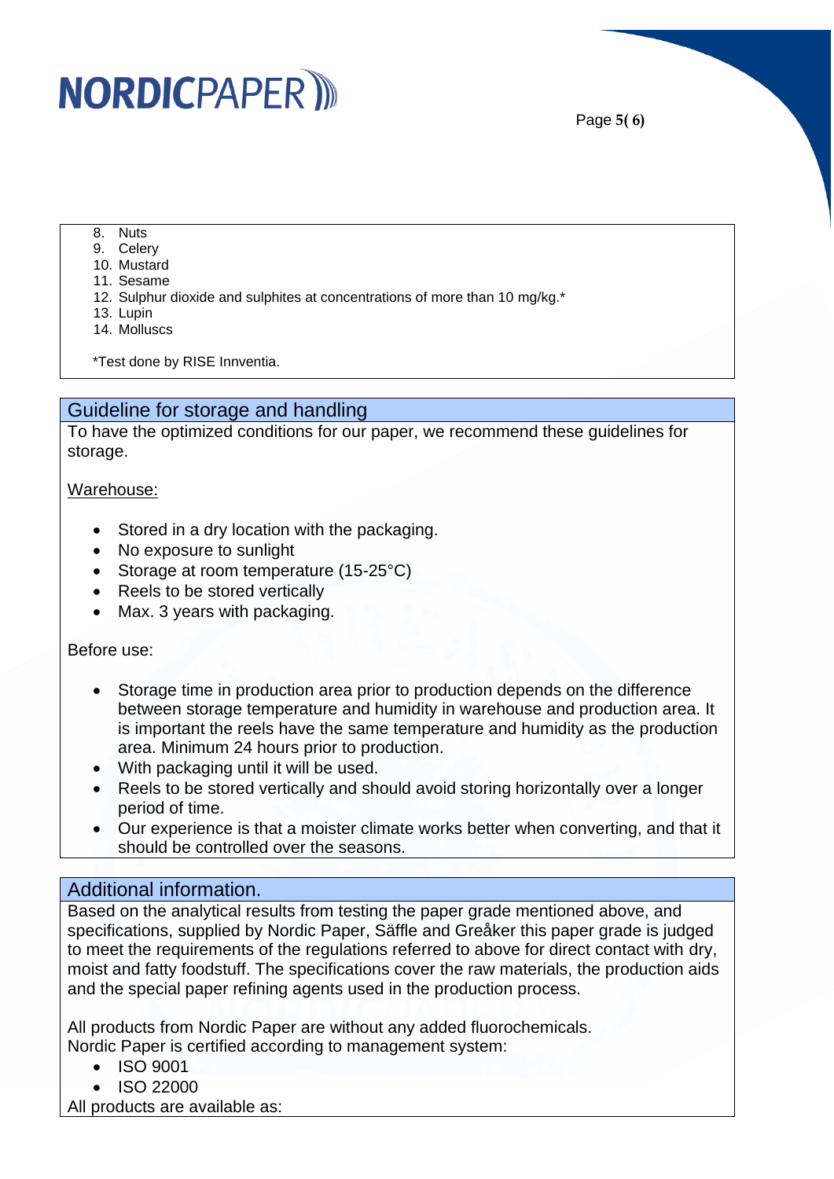8. Nuts
9. Celery
10. Mustard
11. Sesame
12. Sulphur dioxide and sulphites at concentrations of more than 10 mg/kg.*
13. Lupin
14. Molluscs

*Test done by RISE Innventia.

## Guideline for storage and handling

To have the optimized conditions for our paper, we recommend these guidelines for storage.

Warehouse:

- Stored in a dry location with the packaging.
- No exposure to sunlight
- Storage at room temperature (15-25°C)
- Reels to be stored vertically
- Max. 3 years with packaging.

Before use:

- Storage time in production area prior to production depends on the difference between storage temperature and humidity in warehouse and production area. It is important the reels have the same temperature and humidity as the production area. Minimum 24 hours prior to production.
- With packaging until it will be used.
- Reels to be stored vertically and should avoid storing horizontally over a longer period of time.
- Our experience is that a moister climate works better when converting, and that it should be controlled over the seasons.

## Additional information.

Based on the analytical results from testing the paper grade mentioned above, and specifications, supplied by Nordic Paper, Säffle and Greåker this paper grade is judged to meet the requirements of the regulations referred to above for direct contact with dry, moist and fatty foodstuff. The specifications cover the raw materials, the production aids and the special paper refining agents used in the production process.

All products from Nordic Paper are without any added fluorochemicals.
Nordic Paper is certified according to management system:

- ISO 9001
- ISO 22000

All products are available as: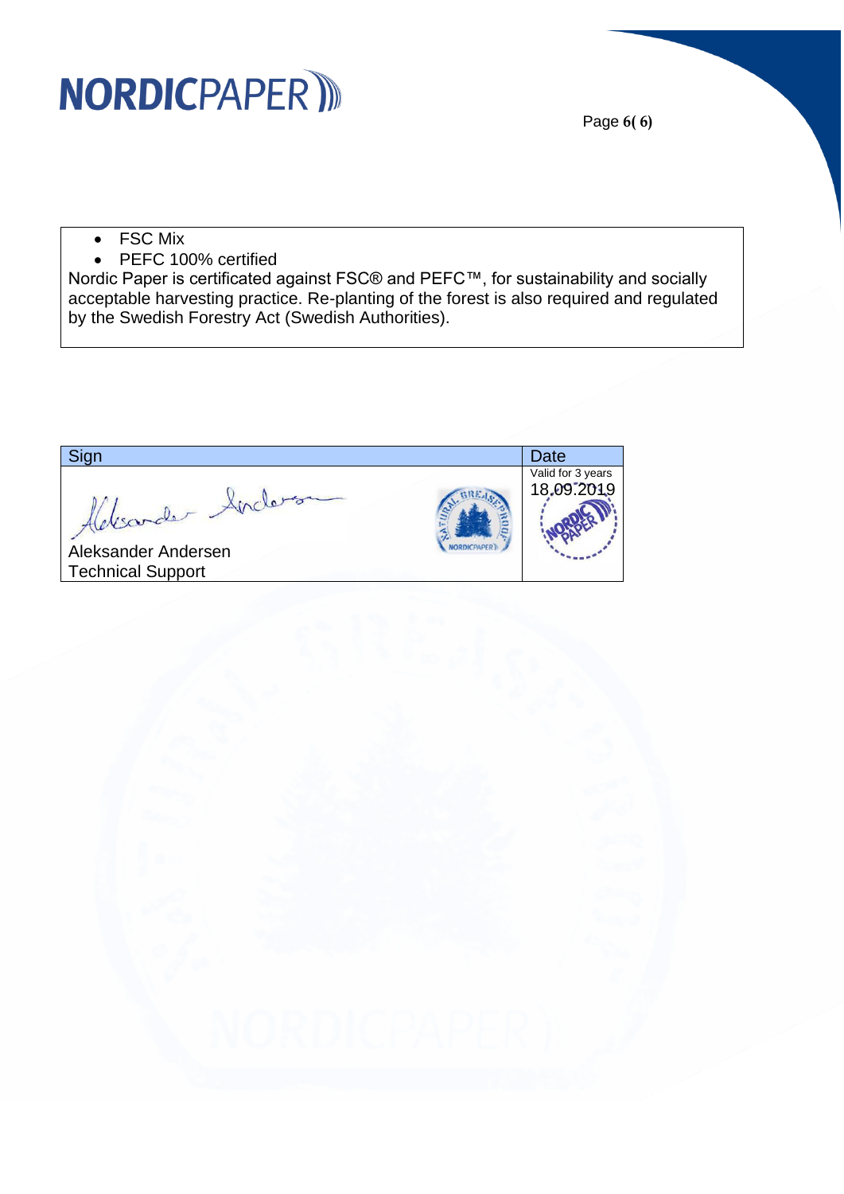- FSC Mix
- PEFC 100% certified

Nordic Paper is certificated against FSC® and PEFC™, for sustainability and socially acceptable harvesting practice. Re-planting of the forest is also required and regulated by the Swedish Forestry Act (Swedish Authorities).

| Sign | Date |
|---|---|
| Aleksander Andersen<br>Technical Support | Valid for 3 years<br>18.09.2019 |